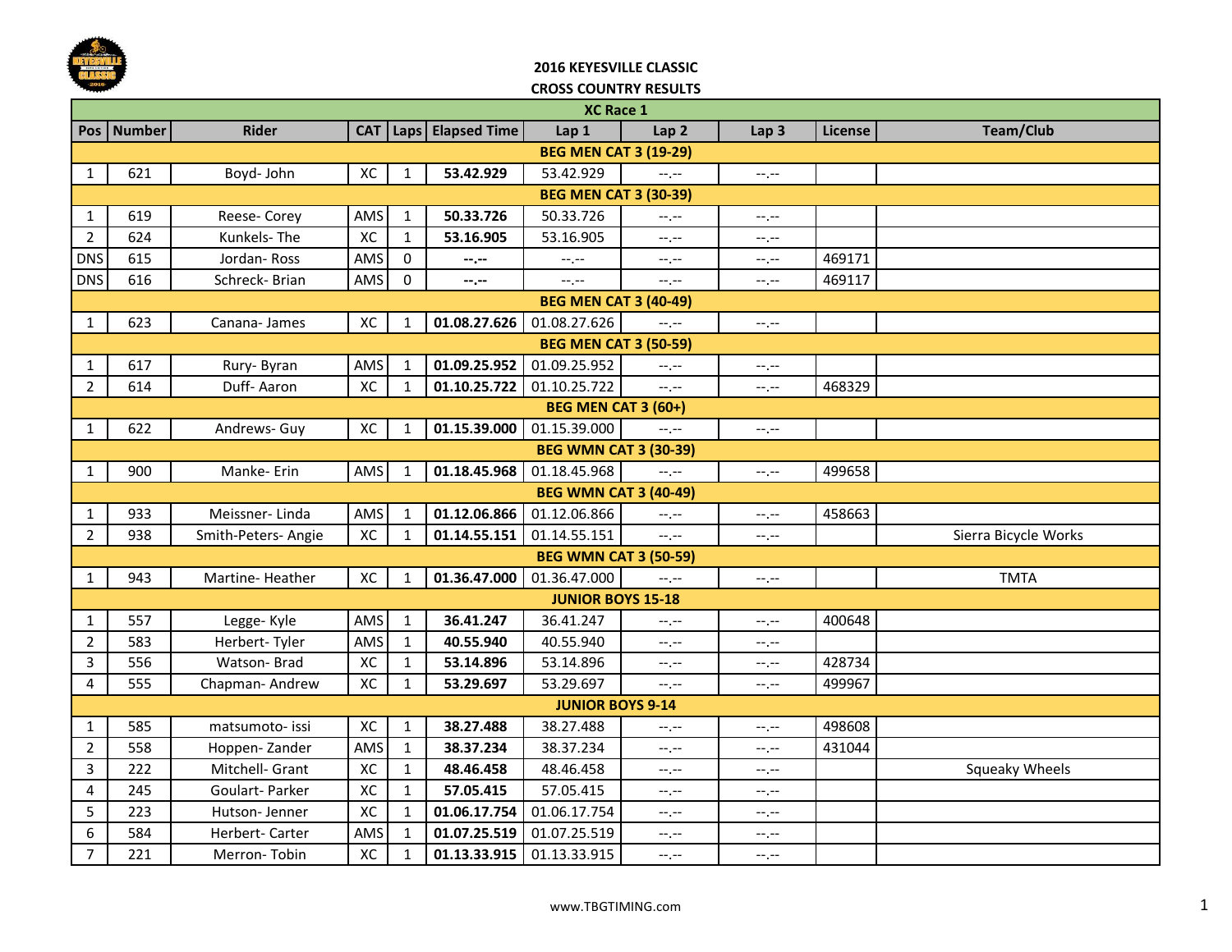## 2016 KEYESVILLE CLASSIC

## CROSS COUNTRY RESULTS

| XC Race 1 | | | | | | | | | | |
|---|---|---|---|---|---|---|---|---|---|---|
| **Pos** | **Number** | **Rider** | **CAT** | **Laps** | **Elapsed Time** | **Lap 1** | **Lap 2** | **Lap 3** | **License** | **Team/Club** |
| **BEG MEN CAT 3 (19-29)** | | | | | | | | | | |
| 1 | 621 | Boyd- John | XC | 1 | **53.42.929** | 53.42.929 | --.-- | --.-- | | |
| **BEG MEN CAT 3 (30-39)** | | | | | | | | | | |
| 1 | 619 | Reese- Corey | AMS | 1 | **50.33.726** | 50.33.726 | --.-- | --.-- | | |
| 2 | 624 | Kunkels- The | XC | 1 | **53.16.905** | 53.16.905 | --.-- | --.-- | | |
| DNS | 615 | Jordan- Ross | AMS | 0 | **--.--** | --.-- | --.-- | --.-- | 469171 | |
| DNS | 616 | Schreck- Brian | AMS | 0 | **--.--** | --.-- | --.-- | --.-- | 469117 | |
| **BEG MEN CAT 3 (40-49)** | | | | | | | | | | |
| 1 | 623 | Canana- James | XC | 1 | **01.08.27.626** | 01.08.27.626 | --.-- | --.-- | | |
| **BEG MEN CAT 3 (50-59)** | | | | | | | | | | |
| 1 | 617 | Rury- Byran | AMS | 1 | **01.09.25.952** | 01.09.25.952 | --.-- | --.-- | | |
| 2 | 614 | Duff- Aaron | XC | 1 | **01.10.25.722** | 01.10.25.722 | --.-- | --.-- | 468329 | |
| **BEG MEN CAT 3 (60+)** | | | | | | | | | | |
| 1 | 622 | Andrews- Guy | XC | 1 | **01.15.39.000** | 01.15.39.000 | --.-- | --.-- | | |
| **BEG WMN CAT 3 (30-39)** | | | | | | | | | | |
| 1 | 900 | Manke- Erin | AMS | 1 | **01.18.45.968** | 01.18.45.968 | --.-- | --.-- | 499658 | |
| **BEG WMN CAT 3 (40-49)** | | | | | | | | | | |
| 1 | 933 | Meissner- Linda | AMS | 1 | **01.12.06.866** | 01.12.06.866 | --.-- | --.-- | 458663 | |
| 2 | 938 | Smith-Peters- Angie | XC | 1 | **01.14.55.151** | 01.14.55.151 | --.-- | --.-- | | Sierra Bicycle Works |
| **BEG WMN CAT 3 (50-59)** | | | | | | | | | | |
| 1 | 943 | Martine- Heather | XC | 1 | **01.36.47.000** | 01.36.47.000 | --.-- | --.-- | | TMTA |
| **JUNIOR BOYS 15-18** | | | | | | | | | | |
| 1 | 557 | Legge- Kyle | AMS | 1 | **36.41.247** | 36.41.247 | --.-- | --.-- | 400648 | |
| 2 | 583 | Herbert- Tyler | AMS | 1 | **40.55.940** | 40.55.940 | --.-- | --.-- | | |
| 3 | 556 | Watson- Brad | XC | 1 | **53.14.896** | 53.14.896 | --.-- | --.-- | 428734 | |
| 4 | 555 | Chapman- Andrew | XC | 1 | **53.29.697** | 53.29.697 | --.-- | --.-- | 499967 | |
| **JUNIOR BOYS 9-14** | | | | | | | | | | |
| 1 | 585 | matsumoto- issi | XC | 1 | **38.27.488** | 38.27.488 | --.-- | --.-- | 498608 | |
| 2 | 558 | Hoppen- Zander | AMS | 1 | **38.37.234** | 38.37.234 | --.-- | --.-- | 431044 | |
| 3 | 222 | Mitchell- Grant | XC | 1 | **48.46.458** | 48.46.458 | --.-- | --.-- | | Squeaky Wheels |
| 4 | 245 | Goulart- Parker | XC | 1 | **57.05.415** | 57.05.415 | --.-- | --.-- | | |
| 5 | 223 | Hutson- Jenner | XC | 1 | **01.06.17.754** | 01.06.17.754 | --.-- | --.-- | | |
| 6 | 584 | Herbert- Carter | AMS | 1 | **01.07.25.519** | 01.07.25.519 | --.-- | --.-- | | |
| 7 | 221 | Merron- Tobin | XC | 1 | **01.13.33.915** | 01.13.33.915 | --.-- | --.-- | | |

www.TBGTIMING.com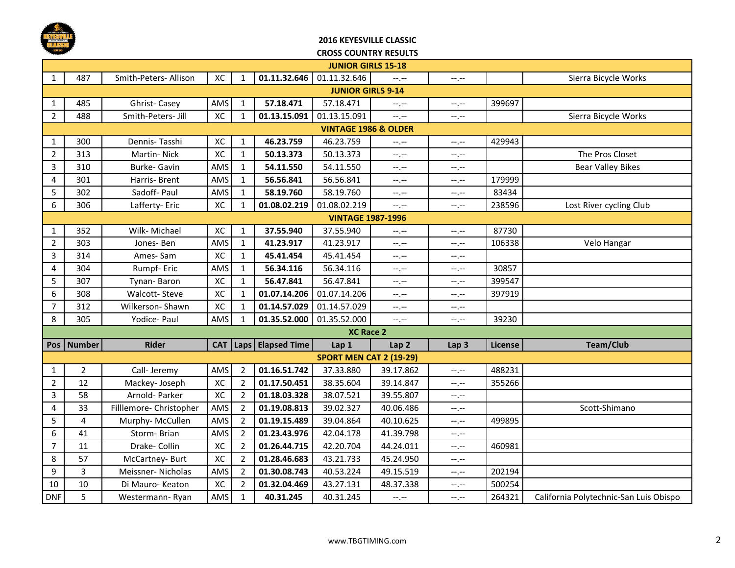## 2016 KEYESVILLE CLASSIC

## CROSS COUNTRY RESULTS

| Pos | Number | Rider | CAT | Laps | Elapsed Time | Lap 1 | Lap 2 | Lap 3 | License | Team/Club |
|---|---|---|---|---|---|---|---|---|---|---|
| **JUNIOR GIRLS 15-18** | | | | | | | | | | |
| 1 | 487 | Smith-Peters- Allison | XC | 1 | **01.11.32.646** | 01.11.32.646 | --.-- | --.-- | | Sierra Bicycle Works |
| **JUNIOR GIRLS 9-14** | | | | | | | | | | |
| 1 | 485 | Ghrist- Casey | AMS | 1 | **57.18.471** | 57.18.471 | --.-- | --.-- | 399697 | |
| 2 | 488 | Smith-Peters- Jill | XC | 1 | **01.13.15.091** | 01.13.15.091 | --.-- | --.-- | | Sierra Bicycle Works |
| **VINTAGE 1986 & OLDER** | | | | | | | | | | |
| 1 | 300 | Dennis- Tasshi | XC | 1 | **46.23.759** | 46.23.759 | --.-- | --.-- | 429943 | |
| 2 | 313 | Martin- Nick | XC | 1 | **50.13.373** | 50.13.373 | --.-- | --.-- | | The Pros Closet |
| 3 | 310 | Burke- Gavin | AMS | 1 | **54.11.550** | 54.11.550 | --.-- | --.-- | | Bear Valley Bikes |
| 4 | 301 | Harris- Brent | AMS | 1 | **56.56.841** | 56.56.841 | --.-- | --.-- | 179999 | |
| 5 | 302 | Sadoff- Paul | AMS | 1 | **58.19.760** | 58.19.760 | --.-- | --.-- | 83434 | |
| 6 | 306 | Lafferty- Eric | XC | 1 | **01.08.02.219** | 01.08.02.219 | --.-- | --.-- | 238596 | Lost River cycling Club |
| **VINTAGE 1987-1996** | | | | | | | | | | |
| 1 | 352 | Wilk- Michael | XC | 1 | **37.55.940** | 37.55.940 | --.-- | --.-- | 87730 | |
| 2 | 303 | Jones- Ben | AMS | 1 | **41.23.917** | 41.23.917 | --.-- | --.-- | 106338 | Velo Hangar |
| 3 | 314 | Ames- Sam | XC | 1 | **45.41.454** | 45.41.454 | --.-- | --.-- | | |
| 4 | 304 | Rumpf- Eric | AMS | 1 | **56.34.116** | 56.34.116 | --.-- | --.-- | 30857 | |
| 5 | 307 | Tynan- Baron | XC | 1 | **56.47.841** | 56.47.841 | --.-- | --.-- | 399547 | |
| 6 | 308 | Walcott- Steve | XC | 1 | **01.07.14.206** | 01.07.14.206 | --.-- | --.-- | 397919 | |
| 7 | 312 | Wilkerson- Shawn | XC | 1 | **01.14.57.029** | 01.14.57.029 | --.-- | --.-- | | |
| 8 | 305 | Yodice- Paul | AMS | 1 | **01.35.52.000** | 01.35.52.000 | --.-- | --.-- | 39230 | |
| **XC Race 2** | | | | | | | | | | |
| **Pos** | **Number** | **Rider** | **CAT** | **Laps** | **Elapsed Time** | **Lap 1** | **Lap 2** | **Lap 3** | **License** | **Team/Club** |
| **SPORT MEN CAT 2 (19-29)** | | | | | | | | | | |
| 1 | 2 | Call- Jeremy | AMS | 2 | **01.16.51.742** | 37.33.880 | 39.17.862 | --.-- | 488231 | |
| 2 | 12 | Mackey- Joseph | XC | 2 | **01.17.50.451** | 38.35.604 | 39.14.847 | --.-- | 355266 | |
| 3 | 58 | Arnold- Parker | XC | 2 | **01.18.03.328** | 38.07.521 | 39.55.807 | --.-- | | |
| 4 | 33 | Filllemore- Christopher | AMS | 2 | **01.19.08.813** | 39.02.327 | 40.06.486 | --.-- | | Scott-Shimano |
| 5 | 4 | Murphy- McCullen | AMS | 2 | **01.19.15.489** | 39.04.864 | 40.10.625 | --.-- | 499895 | |
| 6 | 41 | Storm- Brian | AMS | 2 | **01.23.43.976** | 42.04.178 | 41.39.798 | --.-- | | |
| 7 | 11 | Drake- Collin | XC | 2 | **01.26.44.715** | 42.20.704 | 44.24.011 | --.-- | 460981 | |
| 8 | 57 | McCartney- Burt | XC | 2 | **01.28.46.683** | 43.21.733 | 45.24.950 | --.-- | | |
| 9 | 3 | Meissner- Nicholas | AMS | 2 | **01.30.08.743** | 40.53.224 | 49.15.519 | --.-- | 202194 | |
| 10 | 10 | Di Mauro- Keaton | XC | 2 | **01.32.04.469** | 43.27.131 | 48.37.338 | --.-- | 500254 | |
| DNF | 5 | Westermann- Ryan | AMS | 1 | **40.31.245** | 40.31.245 | --.-- | --.-- | 264321 | California Polytechnic-San Luis Obispo |

www.TBGTIMING.com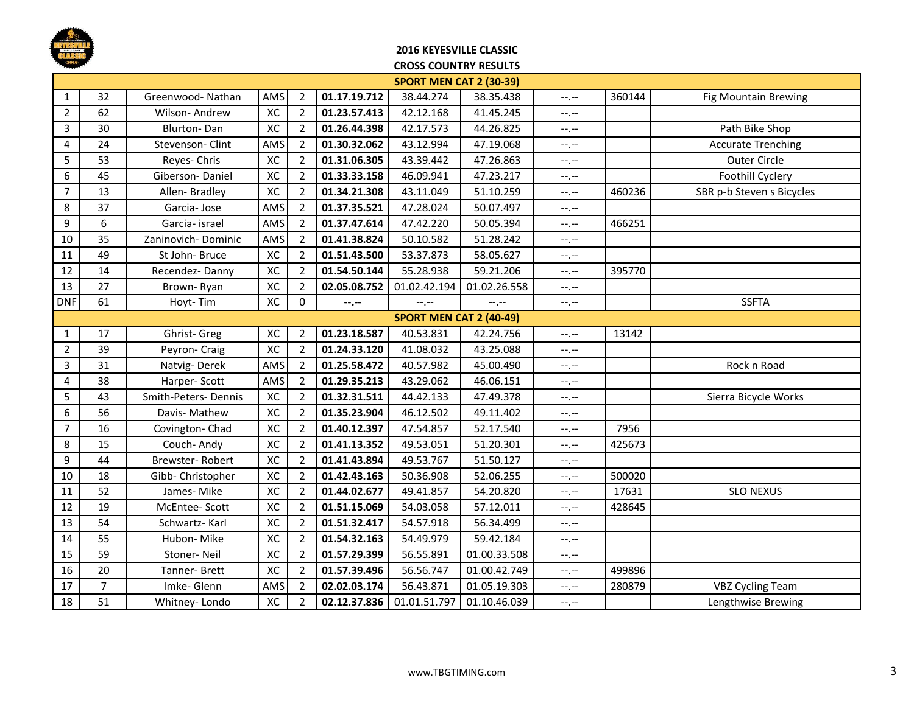## 2016 KEYESVILLE CLASSIC

### CROSS COUNTRY RESULTS

| | | | | | | | | | | |
|---|---|---|---|---|---|---|---|---|---|---|
| **SPORT MEN CAT 2 (30-39)** | | | | | | | | | | |
| 1 | 32 | Greenwood- Nathan | AMS | 2 | **01.17.19.712** | 38.44.274 | 38.35.438 | --.-- | 360144 | Fig Mountain Brewing |
| 2 | 62 | Wilson- Andrew | XC | 2 | **01.23.57.413** | 42.12.168 | 41.45.245 | --.-- | | |
| 3 | 30 | Blurton- Dan | XC | 2 | **01.26.44.398** | 42.17.573 | 44.26.825 | --.-- | | Path Bike Shop |
| 4 | 24 | Stevenson- Clint | AMS | 2 | **01.30.32.062** | 43.12.994 | 47.19.068 | --.-- | | Accurate Trenching |
| 5 | 53 | Reyes- Chris | XC | 2 | **01.31.06.305** | 43.39.442 | 47.26.863 | --.-- | | Outer Circle |
| 6 | 45 | Giberson- Daniel | XC | 2 | **01.33.33.158** | 46.09.941 | 47.23.217 | --.-- | | Foothill Cyclery |
| 7 | 13 | Allen- Bradley | XC | 2 | **01.34.21.308** | 43.11.049 | 51.10.259 | --.-- | 460236 | SBR p-b Steven s Bicycles |
| 8 | 37 | Garcia- Jose | AMS | 2 | **01.37.35.521** | 47.28.024 | 50.07.497 | --.-- | | |
| 9 | 6 | Garcia- israel | AMS | 2 | **01.37.47.614** | 47.42.220 | 50.05.394 | --.-- | 466251 | |
| 10 | 35 | Zaninovich- Dominic | AMS | 2 | **01.41.38.824** | 50.10.582 | 51.28.242 | --.-- | | |
| 11 | 49 | St John- Bruce | XC | 2 | **01.51.43.500** | 53.37.873 | 58.05.627 | --.-- | | |
| 12 | 14 | Recendez- Danny | XC | 2 | **01.54.50.144** | 55.28.938 | 59.21.206 | --.-- | 395770 | |
| 13 | 27 | Brown- Ryan | XC | 2 | **02.05.08.752** | 01.02.42.194 | 01.02.26.558 | --.-- | | |
| DNF | 61 | Hoyt- Tim | XC | 0 | **--.--** | --.-- | --.-- | --.-- | | SSFTA |
| **SPORT MEN CAT 2 (40-49)** | | | | | | | | | | |
| 1 | 17 | Ghrist- Greg | XC | 2 | **01.23.18.587** | 40.53.831 | 42.24.756 | --.-- | 13142 | |
| 2 | 39 | Peyron- Craig | XC | 2 | **01.24.33.120** | 41.08.032 | 43.25.088 | --.-- | | |
| 3 | 31 | Natvig- Derek | AMS | 2 | **01.25.58.472** | 40.57.982 | 45.00.490 | --.-- | | Rock n Road |
| 4 | 38 | Harper- Scott | AMS | 2 | **01.29.35.213** | 43.29.062 | 46.06.151 | --.-- | | |
| 5 | 43 | Smith-Peters- Dennis | XC | 2 | **01.32.31.511** | 44.42.133 | 47.49.378 | --.-- | | Sierra Bicycle Works |
| 6 | 56 | Davis- Mathew | XC | 2 | **01.35.23.904** | 46.12.502 | 49.11.402 | --.-- | | |
| 7 | 16 | Covington- Chad | XC | 2 | **01.40.12.397** | 47.54.857 | 52.17.540 | --.-- | 7956 | |
| 8 | 15 | Couch- Andy | XC | 2 | **01.41.13.352** | 49.53.051 | 51.20.301 | --.-- | 425673 | |
| 9 | 44 | Brewster- Robert | XC | 2 | **01.41.43.894** | 49.53.767 | 51.50.127 | --.-- | | |
| 10 | 18 | Gibb- Christopher | XC | 2 | **01.42.43.163** | 50.36.908 | 52.06.255 | --.-- | 500020 | |
| 11 | 52 | James- Mike | XC | 2 | **01.44.02.677** | 49.41.857 | 54.20.820 | --.-- | 17631 | SLO NEXUS |
| 12 | 19 | McEntee- Scott | XC | 2 | **01.51.15.069** | 54.03.058 | 57.12.011 | --.-- | 428645 | |
| 13 | 54 | Schwartz- Karl | XC | 2 | **01.51.32.417** | 54.57.918 | 56.34.499 | --.-- | | |
| 14 | 55 | Hubon- Mike | XC | 2 | **01.54.32.163** | 54.49.979 | 59.42.184 | --.-- | | |
| 15 | 59 | Stoner- Neil | XC | 2 | **01.57.29.399** | 56.55.891 | 01.00.33.508 | --.-- | | |
| 16 | 20 | Tanner- Brett | XC | 2 | **01.57.39.496** | 56.56.747 | 01.00.42.749 | --.-- | 499896 | |
| 17 | 7 | Imke- Glenn | AMS | 2 | **02.02.03.174** | 56.43.871 | 01.05.19.303 | --.-- | 280879 | VBZ Cycling Team |
| 18 | 51 | Whitney- Londo | XC | 2 | **02.12.37.836** | 01.01.51.797 | 01.10.46.039 | --.-- | | Lengthwise Brewing |

www.TBGTIMING.com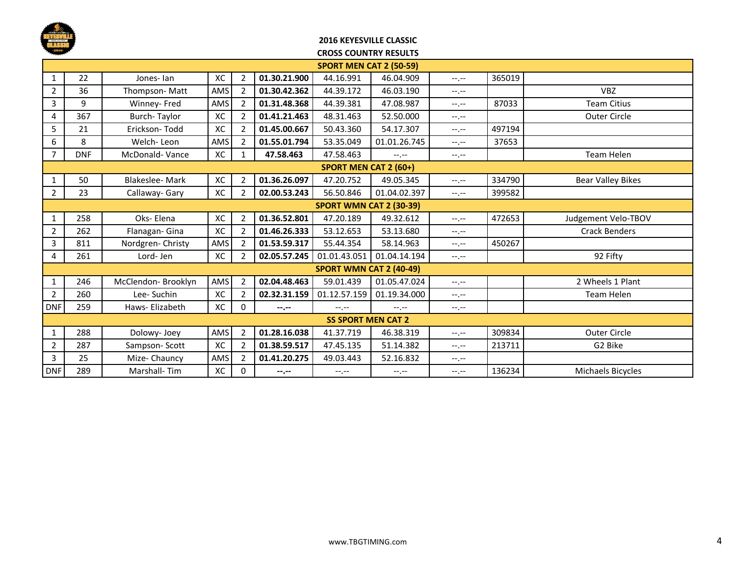## 2016 KEYESVILLE CLASSIC
## CROSS COUNTRY RESULTS

| | | | | | | | | | | |
|---|---|---|---|---|---|---|---|---|---|---|
| **SPORT MEN CAT 2 (50-59)** | | | | | | | | | | |
| 1 | 22 | Jones- Ian | XC | 2 | **01.30.21.900** | 44.16.991 | 46.04.909 | --.-- | 365019 | |
| 2 | 36 | Thompson- Matt | AMS | 2 | **01.30.42.362** | 44.39.172 | 46.03.190 | --.-- | | VBZ |
| 3 | 9 | Winney- Fred | AMS | 2 | **01.31.48.368** | 44.39.381 | 47.08.987 | --.-- | 87033 | Team Citius |
| 4 | 367 | Burch- Taylor | XC | 2 | **01.41.21.463** | 48.31.463 | 52.50.000 | --.-- | | Outer Circle |
| 5 | 21 | Erickson- Todd | XC | 2 | **01.45.00.667** | 50.43.360 | 54.17.307 | --.-- | 497194 | |
| 6 | 8 | Welch- Leon | AMS | 2 | **01.55.01.794** | 53.35.049 | 01.01.26.745 | --.-- | 37653 | |
| 7 | DNF | McDonald- Vance | XC | 1 | **47.58.463** | 47.58.463 | --.-- | --.-- | | Team Helen |
| **SPORT MEN CAT 2 (60+)** | | | | | | | | | | |
| 1 | 50 | Blakeslee- Mark | XC | 2 | **01.36.26.097** | 47.20.752 | 49.05.345 | --.-- | 334790 | Bear Valley Bikes |
| 2 | 23 | Callaway- Gary | XC | 2 | **02.00.53.243** | 56.50.846 | 01.04.02.397 | --.-- | 399582 | |
| **SPORT WMN CAT 2 (30-39)** | | | | | | | | | | |
| 1 | 258 | Oks- Elena | XC | 2 | **01.36.52.801** | 47.20.189 | 49.32.612 | --.-- | 472653 | Judgement Velo-TBOV |
| 2 | 262 | Flanagan- Gina | XC | 2 | **01.46.26.333** | 53.12.653 | 53.13.680 | --.-- | | Crack Benders |
| 3 | 811 | Nordgren- Christy | AMS | 2 | **01.53.59.317** | 55.44.354 | 58.14.963 | --.-- | 450267 | |
| 4 | 261 | Lord- Jen | XC | 2 | **02.05.57.245** | 01.01.43.051 | 01.04.14.194 | --.-- | | 92 Fifty |
| **SPORT WMN CAT 2 (40-49)** | | | | | | | | | | |
| 1 | 246 | McClendon- Brooklyn | AMS | 2 | **02.04.48.463** | 59.01.439 | 01.05.47.024 | --.-- | | 2 Wheels 1 Plant |
| 2 | 260 | Lee- Suchin | XC | 2 | **02.32.31.159** | 01.12.57.159 | 01.19.34.000 | --.-- | | Team Helen |
| DNF | 259 | Haws- Elizabeth | XC | 0 | **--.--** | --.-- | --.-- | --.-- | | |
| **SS SPORT MEN CAT 2** | | | | | | | | | | |
| 1 | 288 | Dolowy- Joey | AMS | 2 | **01.28.16.038** | 41.37.719 | 46.38.319 | --.-- | 309834 | Outer Circle |
| 2 | 287 | Sampson- Scott | XC | 2 | **01.38.59.517** | 47.45.135 | 51.14.382 | --.-- | 213711 | G2 Bike |
| 3 | 25 | Mize- Chauncy | AMS | 2 | **01.41.20.275** | 49.03.443 | 52.16.832 | --.-- | | |
| DNF | 289 | Marshall- Tim | XC | 0 | **--.--** | --.-- | --.-- | --.-- | 136234 | Michaels Bicycles |

www.TBGTIMING.com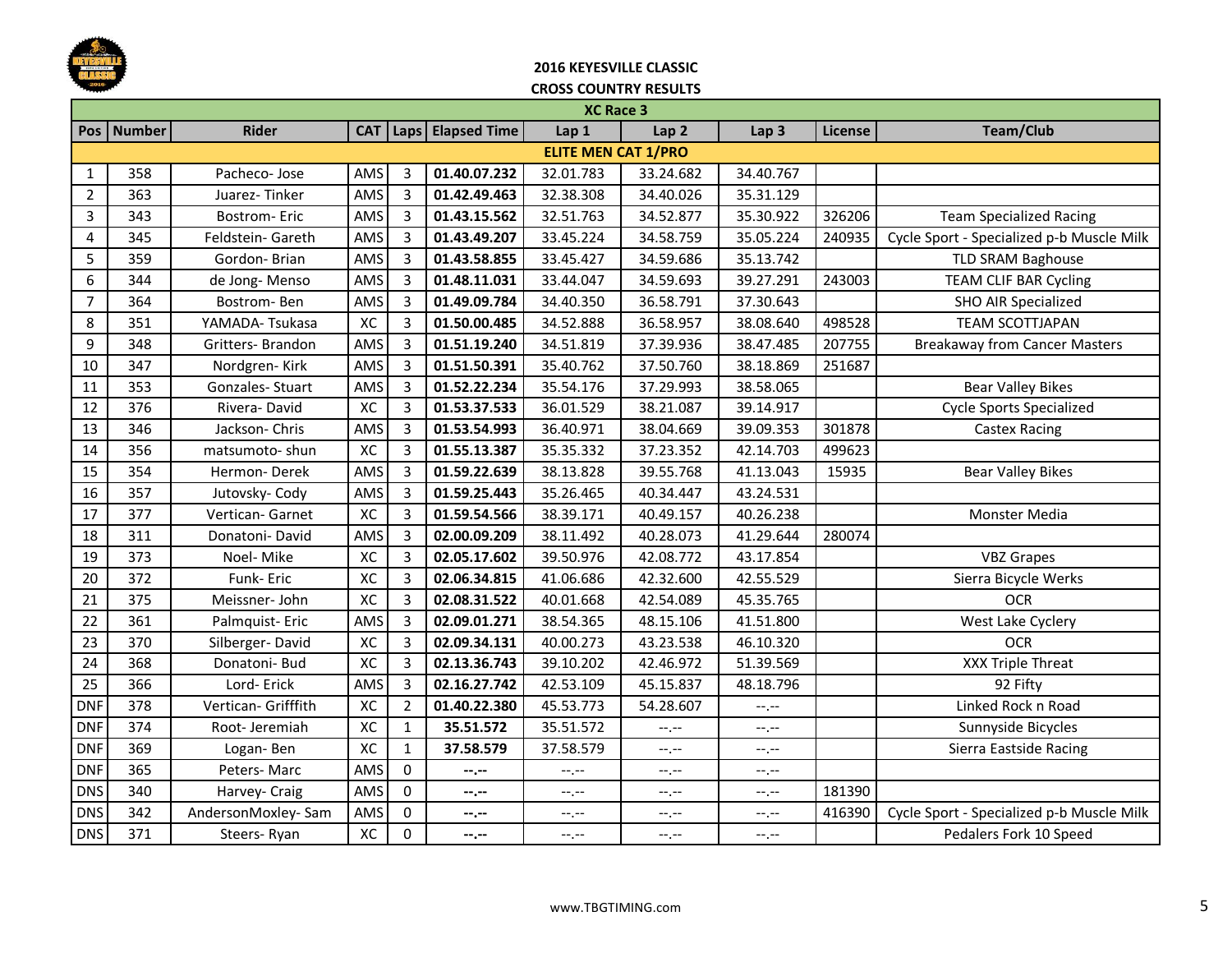## 2016 KEYESVILLE CLASSIC
## CROSS COUNTRY RESULTS

| XC Race 3 | | | | | | | | | | |
|---|---|---|---|---|---|---|---|---|---|---|
| Pos | Number | Rider | CAT | Laps | Elapsed Time | Lap 1 | Lap 2 | Lap 3 | License | Team/Club |
| **ELITE MEN CAT 1/PRO** | | | | | | | | | | |
| 1 | 358 | Pacheco- Jose | AMS | 3 | **01.40.07.232** | 32.01.783 | 33.24.682 | 34.40.767 | | |
| 2 | 363 | Juarez- Tinker | AMS | 3 | **01.42.49.463** | 32.38.308 | 34.40.026 | 35.31.129 | | |
| 3 | 343 | Bostrom- Eric | AMS | 3 | **01.43.15.562** | 32.51.763 | 34.52.877 | 35.30.922 | 326206 | Team Specialized Racing |
| 4 | 345 | Feldstein- Gareth | AMS | 3 | **01.43.49.207** | 33.45.224 | 34.58.759 | 35.05.224 | 240935 | Cycle Sport - Specialized p-b Muscle Milk |
| 5 | 359 | Gordon- Brian | AMS | 3 | **01.43.58.855** | 33.45.427 | 34.59.686 | 35.13.742 | | TLD SRAM Baghouse |
| 6 | 344 | de Jong- Menso | AMS | 3 | **01.48.11.031** | 33.44.047 | 34.59.693 | 39.27.291 | 243003 | TEAM CLIF BAR Cycling |
| 7 | 364 | Bostrom- Ben | AMS | 3 | **01.49.09.784** | 34.40.350 | 36.58.791 | 37.30.643 | | SHO AIR Specialized |
| 8 | 351 | YAMADA- Tsukasa | XC | 3 | **01.50.00.485** | 34.52.888 | 36.58.957 | 38.08.640 | 498528 | TEAM SCOTTJAPAN |
| 9 | 348 | Gritters- Brandon | AMS | 3 | **01.51.19.240** | 34.51.819 | 37.39.936 | 38.47.485 | 207755 | Breakaway from Cancer Masters |
| 10 | 347 | Nordgren- Kirk | AMS | 3 | **01.51.50.391** | 35.40.762 | 37.50.760 | 38.18.869 | 251687 | |
| 11 | 353 | Gonzales- Stuart | AMS | 3 | **01.52.22.234** | 35.54.176 | 37.29.993 | 38.58.065 | | Bear Valley Bikes |
| 12 | 376 | Rivera- David | XC | 3 | **01.53.37.533** | 36.01.529 | 38.21.087 | 39.14.917 | | Cycle Sports Specialized |
| 13 | 346 | Jackson- Chris | AMS | 3 | **01.53.54.993** | 36.40.971 | 38.04.669 | 39.09.353 | 301878 | Castex Racing |
| 14 | 356 | matsumoto- shun | XC | 3 | **01.55.13.387** | 35.35.332 | 37.23.352 | 42.14.703 | 499623 | |
| 15 | 354 | Hermon- Derek | AMS | 3 | **01.59.22.639** | 38.13.828 | 39.55.768 | 41.13.043 | 15935 | Bear Valley Bikes |
| 16 | 357 | Jutovsky- Cody | AMS | 3 | **01.59.25.443** | 35.26.465 | 40.34.447 | 43.24.531 | | |
| 17 | 377 | Vertican- Garnet | XC | 3 | **01.59.54.566** | 38.39.171 | 40.49.157 | 40.26.238 | | Monster Media |
| 18 | 311 | Donatoni- David | AMS | 3 | **02.00.09.209** | 38.11.492 | 40.28.073 | 41.29.644 | 280074 | |
| 19 | 373 | Noel- Mike | XC | 3 | **02.05.17.602** | 39.50.976 | 42.08.772 | 43.17.854 | | VBZ Grapes |
| 20 | 372 | Funk- Eric | XC | 3 | **02.06.34.815** | 41.06.686 | 42.32.600 | 42.55.529 | | Sierra Bicycle Werks |
| 21 | 375 | Meissner- John | XC | 3 | **02.08.31.522** | 40.01.668 | 42.54.089 | 45.35.765 | | OCR |
| 22 | 361 | Palmquist- Eric | AMS | 3 | **02.09.01.271** | 38.54.365 | 48.15.106 | 41.51.800 | | West Lake Cyclery |
| 23 | 370 | Silberger- David | XC | 3 | **02.09.34.131** | 40.00.273 | 43.23.538 | 46.10.320 | | OCR |
| 24 | 368 | Donatoni- Bud | XC | 3 | **02.13.36.743** | 39.10.202 | 42.46.972 | 51.39.569 | | XXX Triple Threat |
| 25 | 366 | Lord- Erick | AMS | 3 | **02.16.27.742** | 42.53.109 | 45.15.837 | 48.18.796 | | 92 Fifty |
| DNF | 378 | Vertican- Grifffith | XC | 2 | **01.40.22.380** | 45.53.773 | 54.28.607 | --.-- | | Linked Rock n Road |
| DNF | 374 | Root- Jeremiah | XC | 1 | **35.51.572** | 35.51.572 | --.-- | --.-- | | Sunnyside Bicycles |
| DNF | 369 | Logan- Ben | XC | 1 | **37.58.579** | 37.58.579 | --.-- | --.-- | | Sierra Eastside Racing |
| DNF | 365 | Peters- Marc | AMS | 0 | **--.--** | --.-- | --.-- | --.-- | | |
| DNS | 340 | Harvey- Craig | AMS | 0 | **--.--** | --.-- | --.-- | --.-- | 181390 | |
| DNS | 342 | AndersonMoxley- Sam | AMS | 0 | **--.--** | --.-- | --.-- | --.-- | 416390 | Cycle Sport - Specialized p-b Muscle Milk |
| DNS | 371 | Steers- Ryan | XC | 0 | **--.--** | --.-- | --.-- | --.-- | | Pedalers Fork 10 Speed |

www.TBGTIMING.com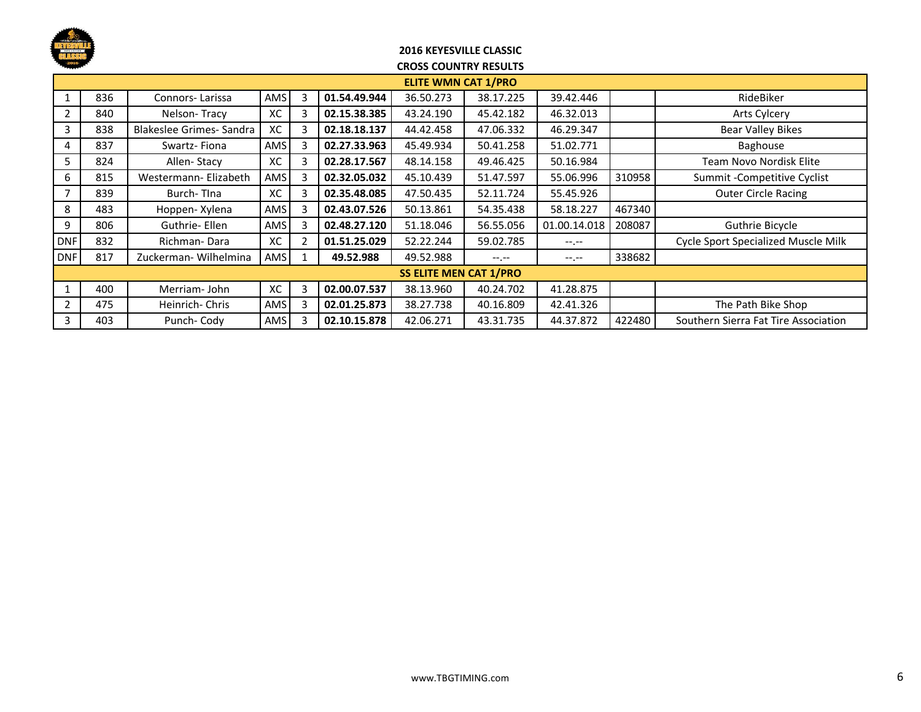## 2016 KEYESVILLE CLASSIC
## CROSS COUNTRY RESULTS

| | | | | | | | | | | |
|---|---|---|---|---|---|---|---|---|---|---|
| **ELITE WMN CAT 1/PRO** | | | | | | | | | | |
| 1 | 836 | Connors- Larissa | AMS | 3 | **01.54.49.944** | 36.50.273 | 38.17.225 | 39.42.446 | | RideBiker |
| 2 | 840 | Nelson- Tracy | XC | 3 | **02.15.38.385** | 43.24.190 | 45.42.182 | 46.32.013 | | Arts Cylcery |
| 3 | 838 | Blakeslee Grimes- Sandra | XC | 3 | **02.18.18.137** | 44.42.458 | 47.06.332 | 46.29.347 | | Bear Valley Bikes |
| 4 | 837 | Swartz- Fiona | AMS | 3 | **02.27.33.963** | 45.49.934 | 50.41.258 | 51.02.771 | | Baghouse |
| 5 | 824 | Allen- Stacy | XC | 3 | **02.28.17.567** | 48.14.158 | 49.46.425 | 50.16.984 | | Team Novo Nordisk Elite |
| 6 | 815 | Westermann- Elizabeth | AMS | 3 | **02.32.05.032** | 45.10.439 | 51.47.597 | 55.06.996 | 310958 | Summit -Competitive Cyclist |
| 7 | 839 | Burch- TIna | XC | 3 | **02.35.48.085** | 47.50.435 | 52.11.724 | 55.45.926 | | Outer Circle Racing |
| 8 | 483 | Hoppen- Xylena | AMS | 3 | **02.43.07.526** | 50.13.861 | 54.35.438 | 58.18.227 | 467340 | |
| 9 | 806 | Guthrie- Ellen | AMS | 3 | **02.48.27.120** | 51.18.046 | 56.55.056 | 01.00.14.018 | 208087 | Guthrie Bicycle |
| DNF | 832 | Richman- Dara | XC | 2 | **01.51.25.029** | 52.22.244 | 59.02.785 | --.-- | | Cycle Sport Specialized Muscle Milk |
| DNF | 817 | Zuckerman- Wilhelmina | AMS | 1 | **49.52.988** | 49.52.988 | --.-- | --.-- | 338682 | |
| **SS ELITE MEN CAT 1/PRO** | | | | | | | | | | |
| 1 | 400 | Merriam- John | XC | 3 | **02.00.07.537** | 38.13.960 | 40.24.702 | 41.28.875 | | |
| 2 | 475 | Heinrich- Chris | AMS | 3 | **02.01.25.873** | 38.27.738 | 40.16.809 | 42.41.326 | | The Path Bike Shop |
| 3 | 403 | Punch- Cody | AMS | 3 | **02.10.15.878** | 42.06.271 | 43.31.735 | 44.37.872 | 422480 | Southern Sierra Fat Tire Association |

www.TBGTIMING.com